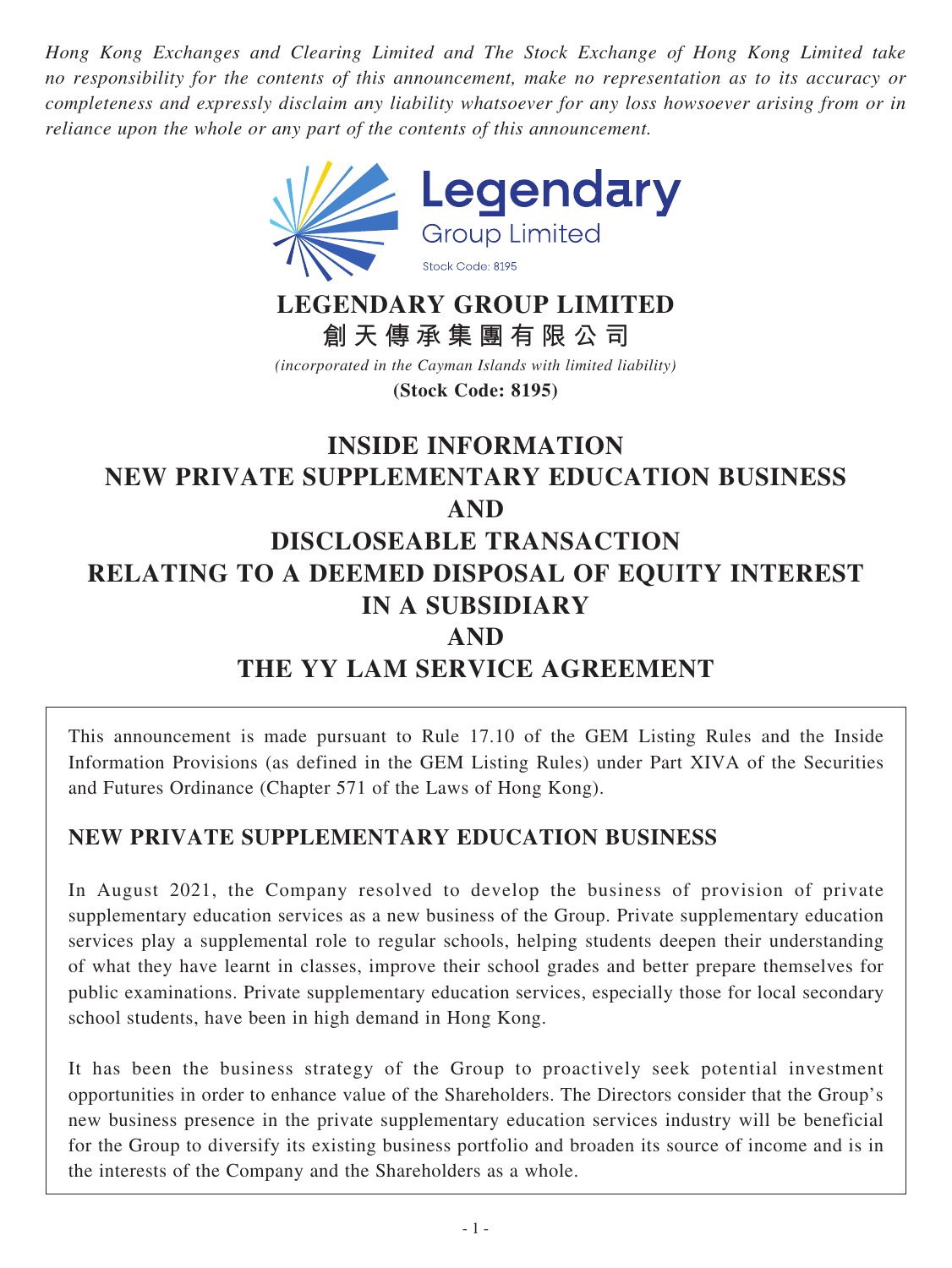*Hong Kong Exchanges and Clearing Limited and The Stock Exchange of Hong Kong Limited take no responsibility for the contents of this announcement, make no representation as to its accuracy or completeness and expressly disclaim any liability whatsoever for any loss howsoever arising from or in reliance upon the whole or any part of the contents of this announcement.*

Legendary
Group Limited
Stock Code: 8195

# LEGENDARY GROUP LIMITED
# 創天傳承集團有限公司

*(incorporated in the Cayman Islands with limited liability)*

**(Stock Code: 8195)**

# INSIDE INFORMATION
# NEW PRIVATE SUPPLEMENTARY EDUCATION BUSINESS
# AND
# DISCLOSEABLE TRANSACTION
# RELATING TO A DEEMED DISPOSAL OF EQUITY INTEREST IN A SUBSIDIARY
# AND
# THE YY LAM SERVICE AGREEMENT

This announcement is made pursuant to Rule 17.10 of the GEM Listing Rules and the Inside Information Provisions (as defined in the GEM Listing Rules) under Part XIVA of the Securities and Futures Ordinance (Chapter 571 of the Laws of Hong Kong).

## NEW PRIVATE SUPPLEMENTARY EDUCATION BUSINESS

In August 2021, the Company resolved to develop the business of provision of private supplementary education services as a new business of the Group. Private supplementary education services play a supplemental role to regular schools, helping students deepen their understanding of what they have learnt in classes, improve their school grades and better prepare themselves for public examinations. Private supplementary education services, especially those for local secondary school students, have been in high demand in Hong Kong.

It has been the business strategy of the Group to proactively seek potential investment opportunities in order to enhance value of the Shareholders. The Directors consider that the Group's new business presence in the private supplementary education services industry will be beneficial for the Group to diversify its existing business portfolio and broaden its source of income and is in the interests of the Company and the Shareholders as a whole.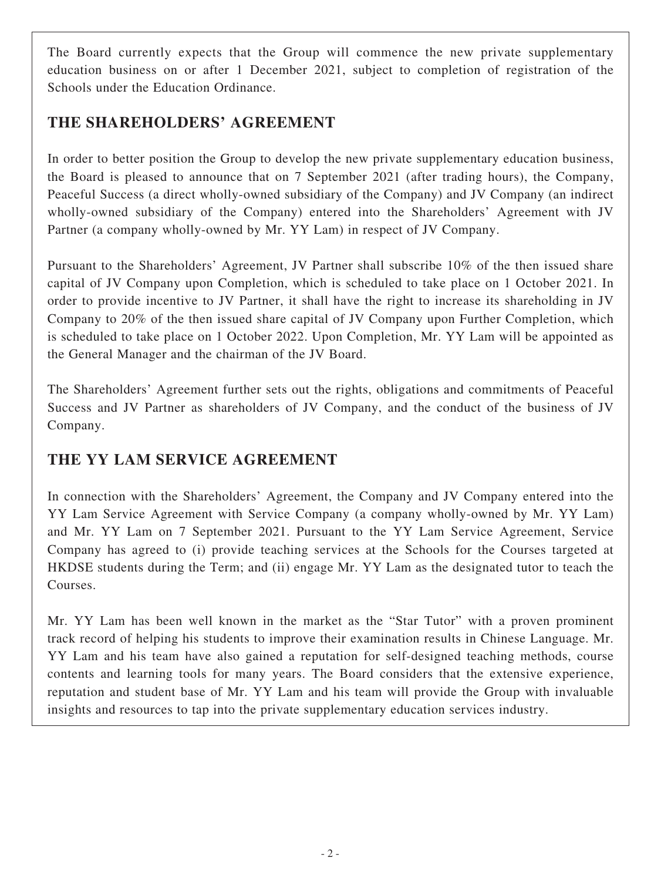The Board currently expects that the Group will commence the new private supplementary education business on or after 1 December 2021, subject to completion of registration of the Schools under the Education Ordinance.

## THE SHAREHOLDERS' AGREEMENT

In order to better position the Group to develop the new private supplementary education business, the Board is pleased to announce that on 7 September 2021 (after trading hours), the Company, Peaceful Success (a direct wholly-owned subsidiary of the Company) and JV Company (an indirect wholly-owned subsidiary of the Company) entered into the Shareholders' Agreement with JV Partner (a company wholly-owned by Mr. YY Lam) in respect of JV Company.

Pursuant to the Shareholders' Agreement, JV Partner shall subscribe 10% of the then issued share capital of JV Company upon Completion, which is scheduled to take place on 1 October 2021. In order to provide incentive to JV Partner, it shall have the right to increase its shareholding in JV Company to 20% of the then issued share capital of JV Company upon Further Completion, which is scheduled to take place on 1 October 2022. Upon Completion, Mr. YY Lam will be appointed as the General Manager and the chairman of the JV Board.

The Shareholders' Agreement further sets out the rights, obligations and commitments of Peaceful Success and JV Partner as shareholders of JV Company, and the conduct of the business of JV Company.

## THE YY LAM SERVICE AGREEMENT

In connection with the Shareholders' Agreement, the Company and JV Company entered into the YY Lam Service Agreement with Service Company (a company wholly-owned by Mr. YY Lam) and Mr. YY Lam on 7 September 2021. Pursuant to the YY Lam Service Agreement, Service Company has agreed to (i) provide teaching services at the Schools for the Courses targeted at HKDSE students during the Term; and (ii) engage Mr. YY Lam as the designated tutor to teach the Courses.

Mr. YY Lam has been well known in the market as the "Star Tutor" with a proven prominent track record of helping his students to improve their examination results in Chinese Language. Mr. YY Lam and his team have also gained a reputation for self-designed teaching methods, course contents and learning tools for many years. The Board considers that the extensive experience, reputation and student base of Mr. YY Lam and his team will provide the Group with invaluable insights and resources to tap into the private supplementary education services industry.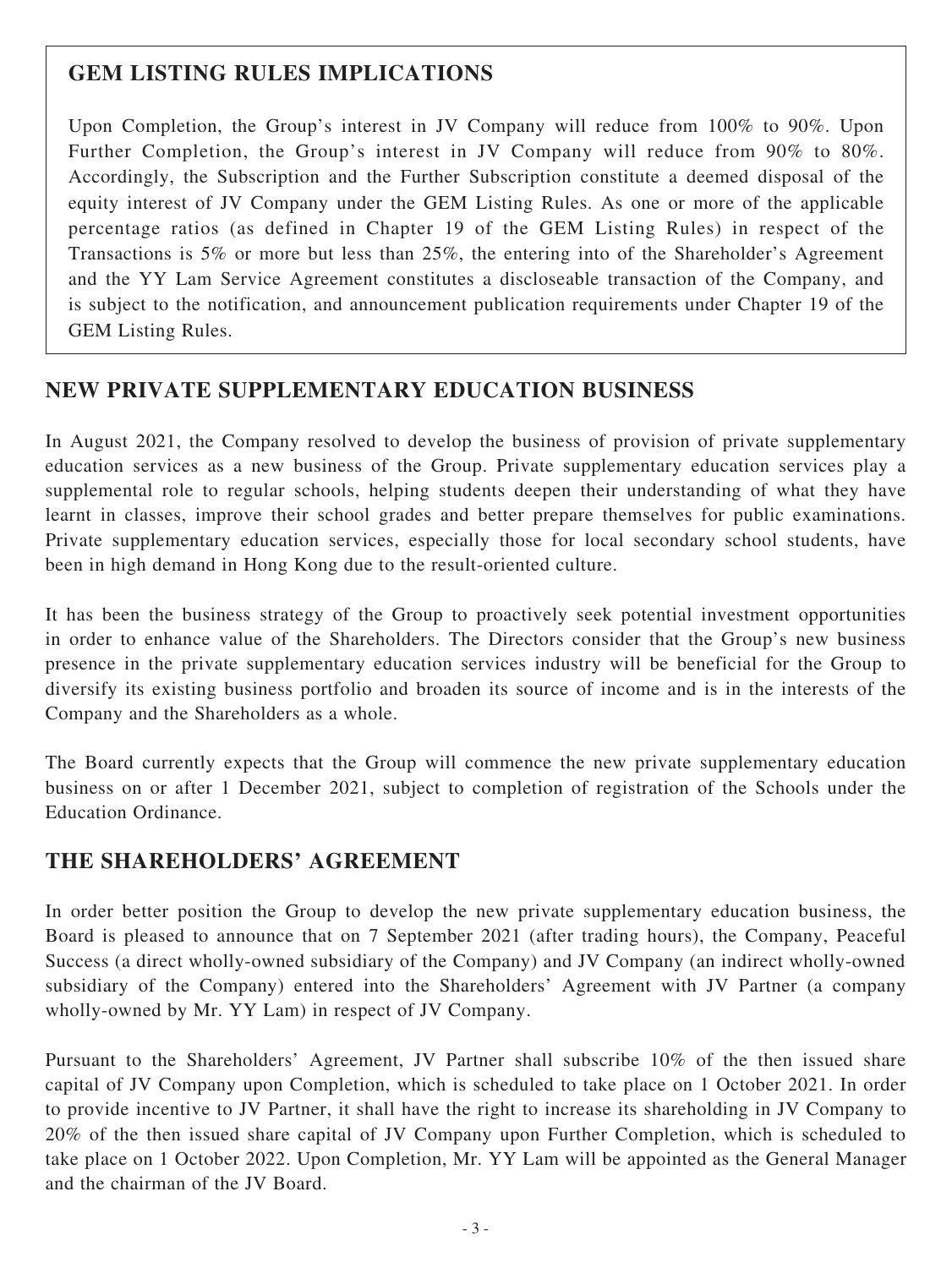## GEM LISTING RULES IMPLICATIONS

Upon Completion, the Group's interest in JV Company will reduce from 100% to 90%. Upon Further Completion, the Group's interest in JV Company will reduce from 90% to 80%. Accordingly, the Subscription and the Further Subscription constitute a deemed disposal of the equity interest of JV Company under the GEM Listing Rules. As one or more of the applicable percentage ratios (as defined in Chapter 19 of the GEM Listing Rules) in respect of the Transactions is 5% or more but less than 25%, the entering into of the Shareholder's Agreement and the YY Lam Service Agreement constitutes a discloseable transaction of the Company, and is subject to the notification, and announcement publication requirements under Chapter 19 of the GEM Listing Rules.

## NEW PRIVATE SUPPLEMENTARY EDUCATION BUSINESS

In August 2021, the Company resolved to develop the business of provision of private supplementary education services as a new business of the Group. Private supplementary education services play a supplemental role to regular schools, helping students deepen their understanding of what they have learnt in classes, improve their school grades and better prepare themselves for public examinations. Private supplementary education services, especially those for local secondary school students, have been in high demand in Hong Kong due to the result-oriented culture.

It has been the business strategy of the Group to proactively seek potential investment opportunities in order to enhance value of the Shareholders. The Directors consider that the Group's new business presence in the private supplementary education services industry will be beneficial for the Group to diversify its existing business portfolio and broaden its source of income and is in the interests of the Company and the Shareholders as a whole.

The Board currently expects that the Group will commence the new private supplementary education business on or after 1 December 2021, subject to completion of registration of the Schools under the Education Ordinance.

## THE SHAREHOLDERS' AGREEMENT

In order better position the Group to develop the new private supplementary education business, the Board is pleased to announce that on 7 September 2021 (after trading hours), the Company, Peaceful Success (a direct wholly-owned subsidiary of the Company) and JV Company (an indirect wholly-owned subsidiary of the Company) entered into the Shareholders' Agreement with JV Partner (a company wholly-owned by Mr. YY Lam) in respect of JV Company.

Pursuant to the Shareholders' Agreement, JV Partner shall subscribe 10% of the then issued share capital of JV Company upon Completion, which is scheduled to take place on 1 October 2021. In order to provide incentive to JV Partner, it shall have the right to increase its shareholding in JV Company to 20% of the then issued share capital of JV Company upon Further Completion, which is scheduled to take place on 1 October 2022. Upon Completion, Mr. YY Lam will be appointed as the General Manager and the chairman of the JV Board.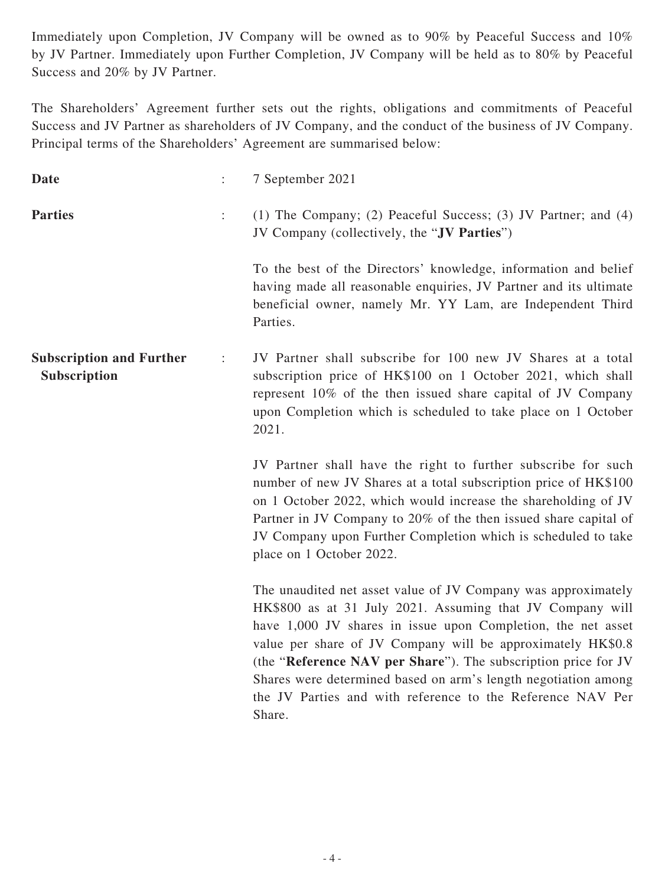Immediately upon Completion, JV Company will be owned as to 90% by Peaceful Success and 10% by JV Partner. Immediately upon Further Completion, JV Company will be held as to 80% by Peaceful Success and 20% by JV Partner.

The Shareholders' Agreement further sets out the rights, obligations and commitments of Peaceful Success and JV Partner as shareholders of JV Company, and the conduct of the business of JV Company. Principal terms of the Shareholders' Agreement are summarised below:

**Date** : 7 September 2021

**Parties** : (1) The Company; (2) Peaceful Success; (3) JV Partner; and (4) JV Company (collectively, the "**JV Parties**")

To the best of the Directors' knowledge, information and belief having made all reasonable enquiries, JV Partner and its ultimate beneficial owner, namely Mr. YY Lam, are Independent Third Parties.

**Subscription and Further Subscription** : JV Partner shall subscribe for 100 new JV Shares at a total subscription price of HK$100 on 1 October 2021, which shall represent 10% of the then issued share capital of JV Company upon Completion which is scheduled to take place on 1 October 2021.

JV Partner shall have the right to further subscribe for such number of new JV Shares at a total subscription price of HK$100 on 1 October 2022, which would increase the shareholding of JV Partner in JV Company to 20% of the then issued share capital of JV Company upon Further Completion which is scheduled to take place on 1 October 2022.

The unaudited net asset value of JV Company was approximately HK$800 as at 31 July 2021. Assuming that JV Company will have 1,000 JV shares in issue upon Completion, the net asset value per share of JV Company will be approximately HK$0.8 (the "**Reference NAV per Share**"). The subscription price for JV Shares were determined based on arm's length negotiation among the JV Parties and with reference to the Reference NAV Per Share.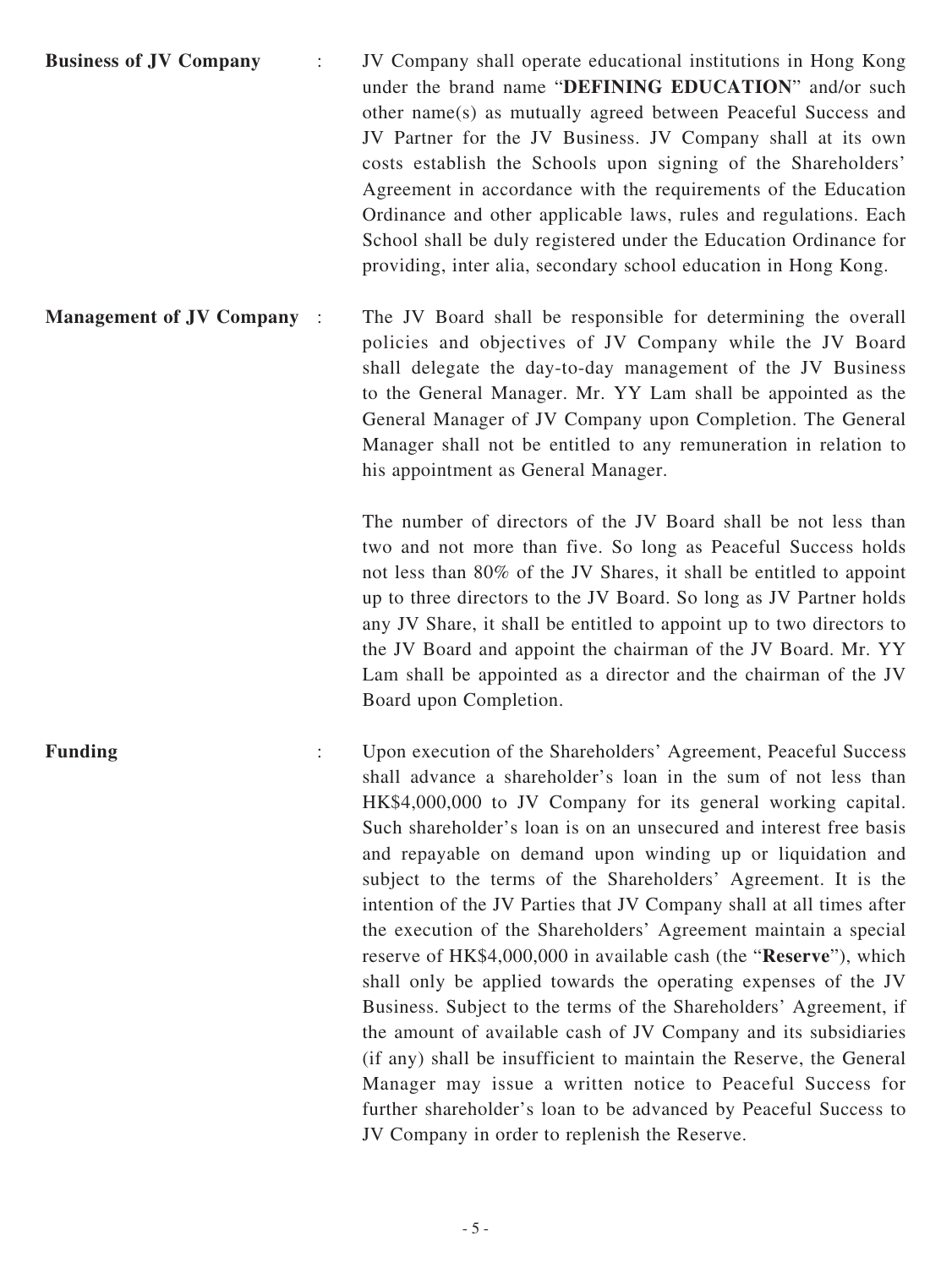**Business of JV Company** : JV Company shall operate educational institutions in Hong Kong under the brand name "**DEFINING EDUCATION**" and/or such other name(s) as mutually agreed between Peaceful Success and JV Partner for the JV Business. JV Company shall at its own costs establish the Schools upon signing of the Shareholders' Agreement in accordance with the requirements of the Education Ordinance and other applicable laws, rules and regulations. Each School shall be duly registered under the Education Ordinance for providing, inter alia, secondary school education in Hong Kong.

**Management of JV Company** : The JV Board shall be responsible for determining the overall policies and objectives of JV Company while the JV Board shall delegate the day-to-day management of the JV Business to the General Manager. Mr. YY Lam shall be appointed as the General Manager of JV Company upon Completion. The General Manager shall not be entitled to any remuneration in relation to his appointment as General Manager.

The number of directors of the JV Board shall be not less than two and not more than five. So long as Peaceful Success holds not less than 80% of the JV Shares, it shall be entitled to appoint up to three directors to the JV Board. So long as JV Partner holds any JV Share, it shall be entitled to appoint up to two directors to the JV Board and appoint the chairman of the JV Board. Mr. YY Lam shall be appointed as a director and the chairman of the JV Board upon Completion.

**Funding** : Upon execution of the Shareholders' Agreement, Peaceful Success shall advance a shareholder's loan in the sum of not less than HK$4,000,000 to JV Company for its general working capital. Such shareholder's loan is on an unsecured and interest free basis and repayable on demand upon winding up or liquidation and subject to the terms of the Shareholders' Agreement. It is the intention of the JV Parties that JV Company shall at all times after the execution of the Shareholders' Agreement maintain a special reserve of HK$4,000,000 in available cash (the "**Reserve**"), which shall only be applied towards the operating expenses of the JV Business. Subject to the terms of the Shareholders' Agreement, if the amount of available cash of JV Company and its subsidiaries (if any) shall be insufficient to maintain the Reserve, the General Manager may issue a written notice to Peaceful Success for further shareholder's loan to be advanced by Peaceful Success to JV Company in order to replenish the Reserve.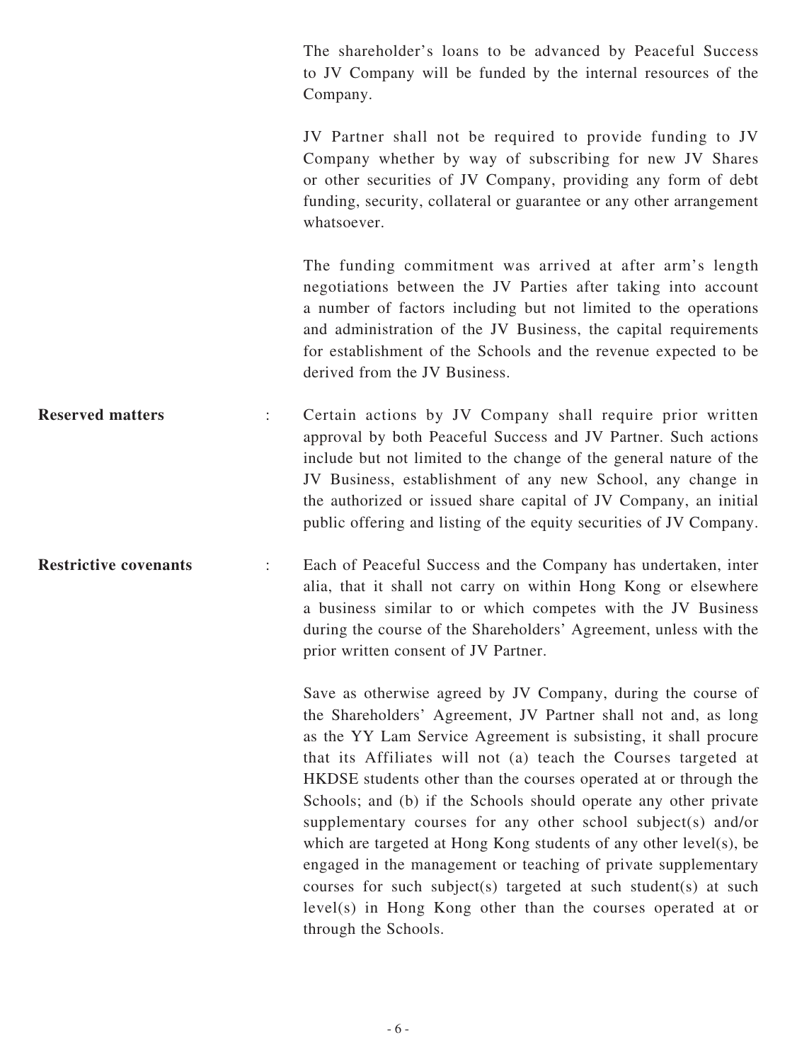The shareholder's loans to be advanced by Peaceful Success to JV Company will be funded by the internal resources of the Company.

JV Partner shall not be required to provide funding to JV Company whether by way of subscribing for new JV Shares or other securities of JV Company, providing any form of debt funding, security, collateral or guarantee or any other arrangement whatsoever.

The funding commitment was arrived at after arm's length negotiations between the JV Parties after taking into account a number of factors including but not limited to the operations and administration of the JV Business, the capital requirements for establishment of the Schools and the revenue expected to be derived from the JV Business.

**Reserved matters** : Certain actions by JV Company shall require prior written approval by both Peaceful Success and JV Partner. Such actions include but not limited to the change of the general nature of the JV Business, establishment of any new School, any change in the authorized or issued share capital of JV Company, an initial public offering and listing of the equity securities of JV Company.

**Restrictive covenants** : Each of Peaceful Success and the Company has undertaken, inter alia, that it shall not carry on within Hong Kong or elsewhere a business similar to or which competes with the JV Business during the course of the Shareholders' Agreement, unless with the prior written consent of JV Partner.

Save as otherwise agreed by JV Company, during the course of the Shareholders' Agreement, JV Partner shall not and, as long as the YY Lam Service Agreement is subsisting, it shall procure that its Affiliates will not (a) teach the Courses targeted at HKDSE students other than the courses operated at or through the Schools; and (b) if the Schools should operate any other private supplementary courses for any other school subject(s) and/or which are targeted at Hong Kong students of any other level(s), be engaged in the management or teaching of private supplementary courses for such subject(s) targeted at such student(s) at such level(s) in Hong Kong other than the courses operated at or through the Schools.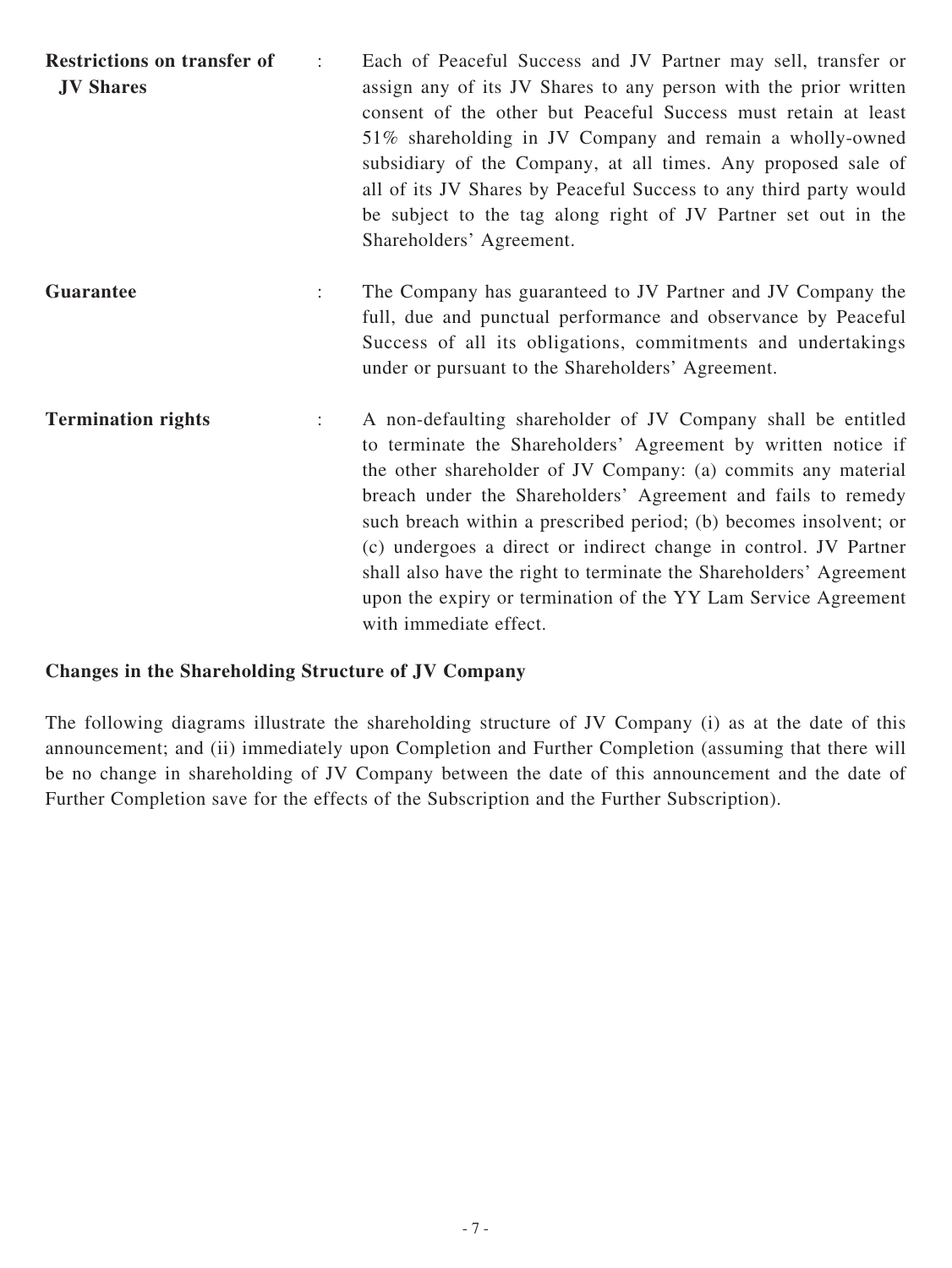| | | |
|---|---|---|
| **Restrictions on transfer of JV Shares** | : | Each of Peaceful Success and JV Partner may sell, transfer or assign any of its JV Shares to any person with the prior written consent of the other but Peaceful Success must retain at least 51% shareholding in JV Company and remain a wholly-owned subsidiary of the Company, at all times. Any proposed sale of all of its JV Shares by Peaceful Success to any third party would be subject to the tag along right of JV Partner set out in the Shareholders' Agreement. |
| **Guarantee** | : | The Company has guaranteed to JV Partner and JV Company the full, due and punctual performance and observance by Peaceful Success of all its obligations, commitments and undertakings under or pursuant to the Shareholders' Agreement. |
| **Termination rights** | : | A non-defaulting shareholder of JV Company shall be entitled to terminate the Shareholders' Agreement by written notice if the other shareholder of JV Company: (a) commits any material breach under the Shareholders' Agreement and fails to remedy such breach within a prescribed period; (b) becomes insolvent; or (c) undergoes a direct or indirect change in control. JV Partner shall also have the right to terminate the Shareholders' Agreement upon the expiry or termination of the YY Lam Service Agreement with immediate effect. |

**Changes in the Shareholding Structure of JV Company**

The following diagrams illustrate the shareholding structure of JV Company (i) as at the date of this announcement; and (ii) immediately upon Completion and Further Completion (assuming that there will be no change in shareholding of JV Company between the date of this announcement and the date of Further Completion save for the effects of the Subscription and the Further Subscription).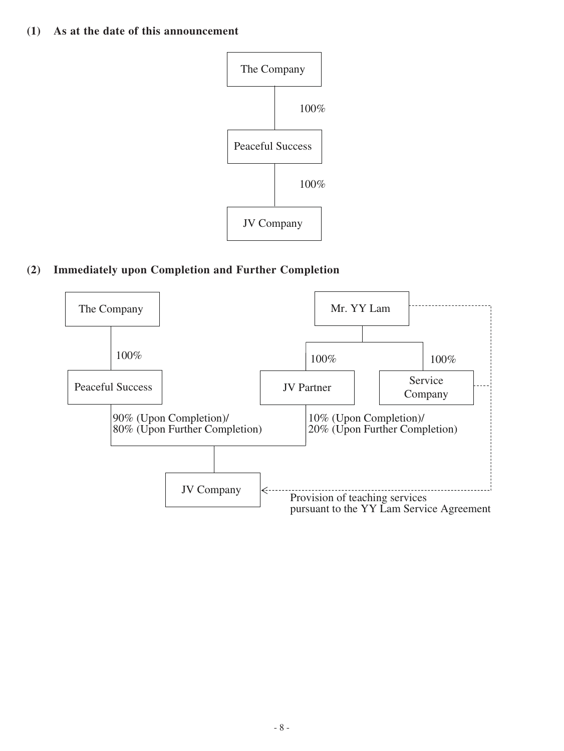**(1) As at the date of this announcement**

The Company

100%

Peaceful Success

100%

JV Company

**(2) Immediately upon Completion and Further Completion**

The Company

100%

Peaceful Success

90% (Upon Completion)/
80% (Upon Further Completion)

Mr. YY Lam

100%

JV Partner

10% (Upon Completion)/
20% (Upon Further Completion)

100%

Service Company

JV Company

Provision of teaching services
pursuant to the YY Lam Service Agreement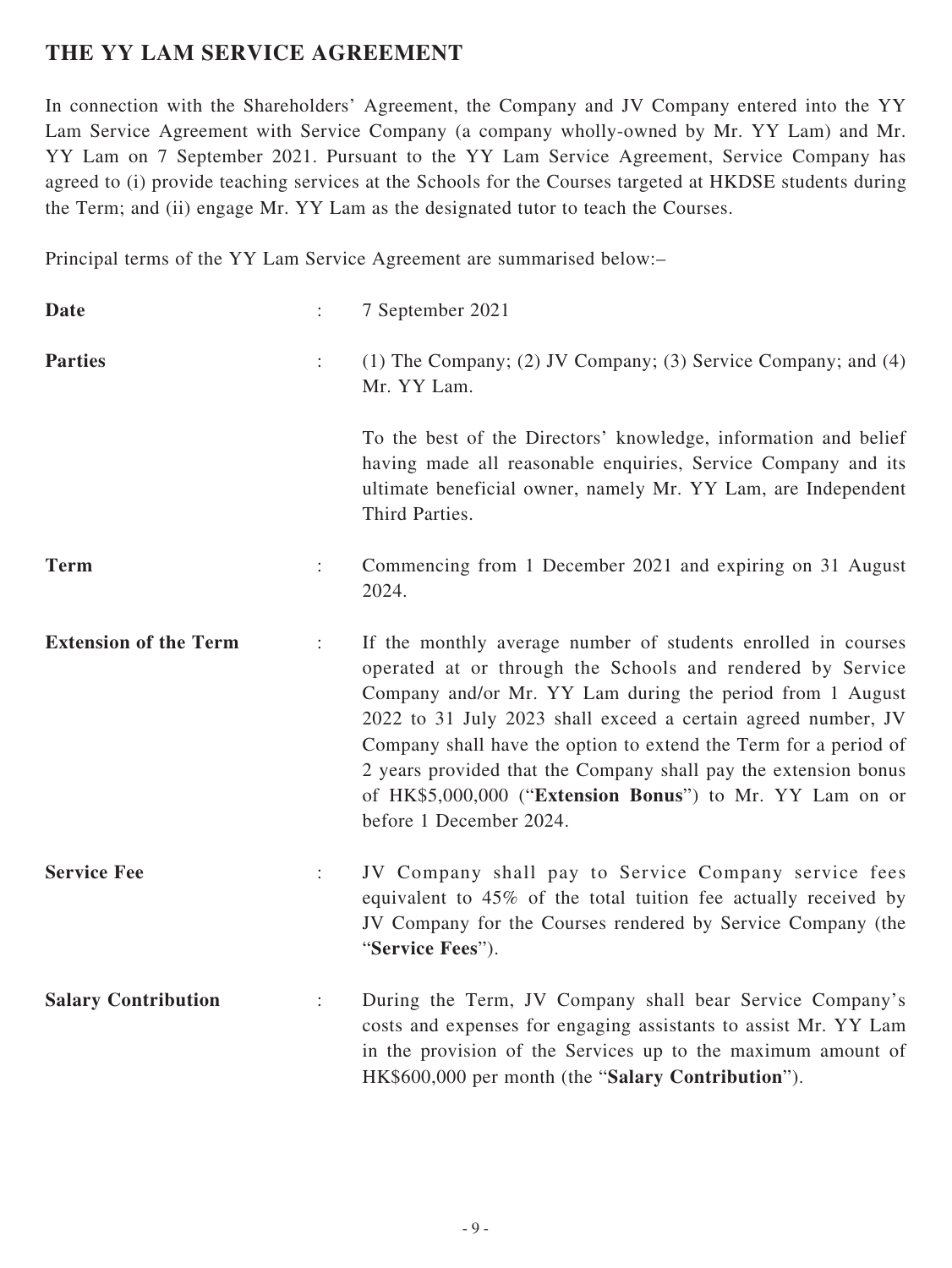## THE YY LAM SERVICE AGREEMENT

In connection with the Shareholders' Agreement, the Company and JV Company entered into the YY Lam Service Agreement with Service Company (a company wholly-owned by Mr. YY Lam) and Mr. YY Lam on 7 September 2021. Pursuant to the YY Lam Service Agreement, Service Company has agreed to (i) provide teaching services at the Schools for the Courses targeted at HKDSE students during the Term; and (ii) engage Mr. YY Lam as the designated tutor to teach the Courses.

Principal terms of the YY Lam Service Agreement are summarised below:–

| | | |
|---|---|---|
| **Date** | : | 7 September 2021 |
| **Parties** | : | (1) The Company; (2) JV Company; (3) Service Company; and (4) Mr. YY Lam.<br><br>To the best of the Directors' knowledge, information and belief having made all reasonable enquiries, Service Company and its ultimate beneficial owner, namely Mr. YY Lam, are Independent Third Parties. |
| **Term** | : | Commencing from 1 December 2021 and expiring on 31 August 2024. |
| **Extension of the Term** | : | If the monthly average number of students enrolled in courses operated at or through the Schools and rendered by Service Company and/or Mr. YY Lam during the period from 1 August 2022 to 31 July 2023 shall exceed a certain agreed number, JV Company shall have the option to extend the Term for a period of 2 years provided that the Company shall pay the extension bonus of HK$5,000,000 ("**Extension Bonus**") to Mr. YY Lam on or before 1 December 2024. |
| **Service Fee** | : | JV Company shall pay to Service Company service fees equivalent to 45% of the total tuition fee actually received by JV Company for the Courses rendered by Service Company (the "**Service Fees**"). |
| **Salary Contribution** | : | During the Term, JV Company shall bear Service Company's costs and expenses for engaging assistants to assist Mr. YY Lam in the provision of the Services up to the maximum amount of HK$600,000 per month (the "**Salary Contribution**"). |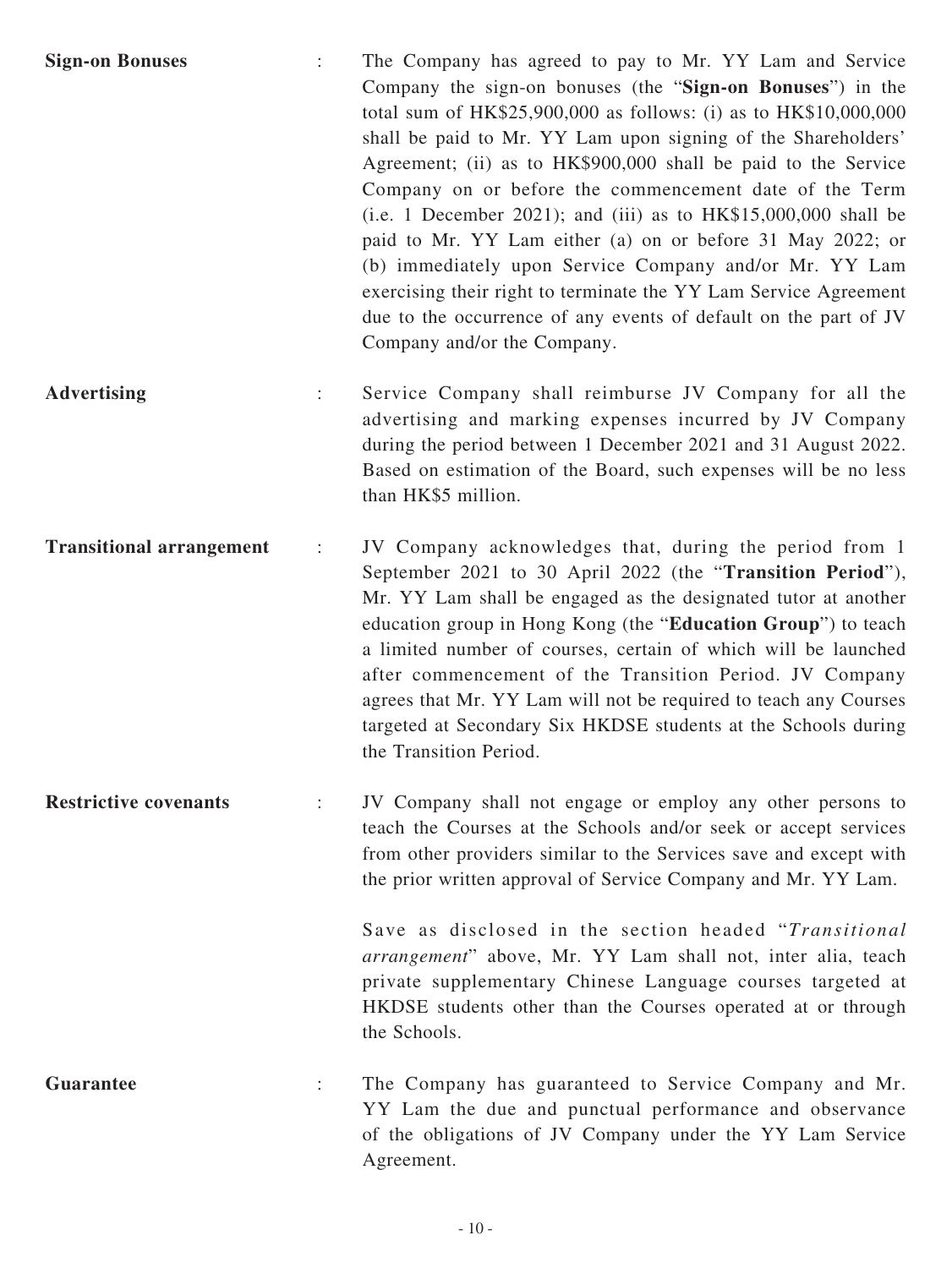**Sign-on Bonuses** : The Company has agreed to pay to Mr. YY Lam and Service Company the sign-on bonuses (the "**Sign-on Bonuses**") in the total sum of HK$25,900,000 as follows: (i) as to HK$10,000,000 shall be paid to Mr. YY Lam upon signing of the Shareholders' Agreement; (ii) as to HK$900,000 shall be paid to the Service Company on or before the commencement date of the Term (i.e. 1 December 2021); and (iii) as to HK$15,000,000 shall be paid to Mr. YY Lam either (a) on or before 31 May 2022; or (b) immediately upon Service Company and/or Mr. YY Lam exercising their right to terminate the YY Lam Service Agreement due to the occurrence of any events of default on the part of JV Company and/or the Company.

**Advertising** : Service Company shall reimburse JV Company for all the advertising and marking expenses incurred by JV Company during the period between 1 December 2021 and 31 August 2022. Based on estimation of the Board, such expenses will be no less than HK$5 million.

**Transitional arrangement** : JV Company acknowledges that, during the period from 1 September 2021 to 30 April 2022 (the "**Transition Period**"), Mr. YY Lam shall be engaged as the designated tutor at another education group in Hong Kong (the "**Education Group**") to teach a limited number of courses, certain of which will be launched after commencement of the Transition Period. JV Company agrees that Mr. YY Lam will not be required to teach any Courses targeted at Secondary Six HKDSE students at the Schools during the Transition Period.

**Restrictive covenants** : JV Company shall not engage or employ any other persons to teach the Courses at the Schools and/or seek or accept services from other providers similar to the Services save and except with the prior written approval of Service Company and Mr. YY Lam.

Save as disclosed in the section headed "*Transitional arrangement*" above, Mr. YY Lam shall not, inter alia, teach private supplementary Chinese Language courses targeted at HKDSE students other than the Courses operated at or through the Schools.

**Guarantee** : The Company has guaranteed to Service Company and Mr. YY Lam the due and punctual performance and observance of the obligations of JV Company under the YY Lam Service Agreement.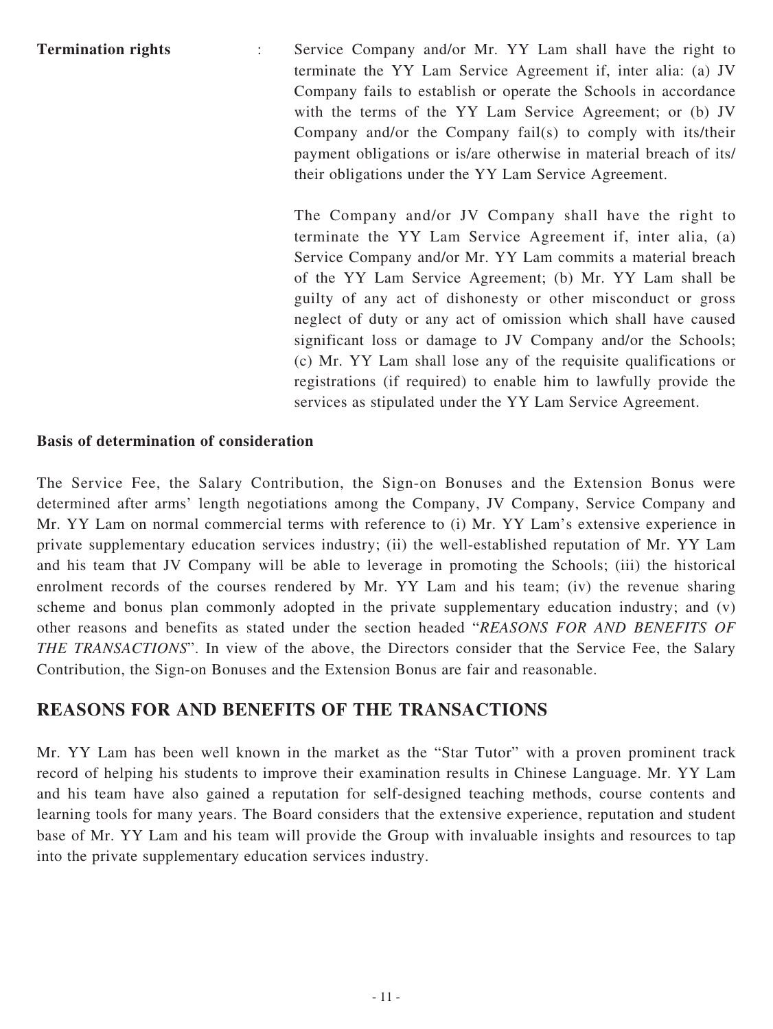**Termination rights** : Service Company and/or Mr. YY Lam shall have the right to terminate the YY Lam Service Agreement if, inter alia: (a) JV Company fails to establish or operate the Schools in accordance with the terms of the YY Lam Service Agreement; or (b) JV Company and/or the Company fail(s) to comply with its/their payment obligations or is/are otherwise in material breach of its/their obligations under the YY Lam Service Agreement.

The Company and/or JV Company shall have the right to terminate the YY Lam Service Agreement if, inter alia, (a) Service Company and/or Mr. YY Lam commits a material breach of the YY Lam Service Agreement; (b) Mr. YY Lam shall be guilty of any act of dishonesty or other misconduct or gross neglect of duty or any act of omission which shall have caused significant loss or damage to JV Company and/or the Schools; (c) Mr. YY Lam shall lose any of the requisite qualifications or registrations (if required) to enable him to lawfully provide the services as stipulated under the YY Lam Service Agreement.

**Basis of determination of consideration**

The Service Fee, the Salary Contribution, the Sign-on Bonuses and the Extension Bonus were determined after arms' length negotiations among the Company, JV Company, Service Company and Mr. YY Lam on normal commercial terms with reference to (i) Mr. YY Lam's extensive experience in private supplementary education services industry; (ii) the well-established reputation of Mr. YY Lam and his team that JV Company will be able to leverage in promoting the Schools; (iii) the historical enrolment records of the courses rendered by Mr. YY Lam and his team; (iv) the revenue sharing scheme and bonus plan commonly adopted in the private supplementary education industry; and (v) other reasons and benefits as stated under the section headed "*REASONS FOR AND BENEFITS OF THE TRANSACTIONS*". In view of the above, the Directors consider that the Service Fee, the Salary Contribution, the Sign-on Bonuses and the Extension Bonus are fair and reasonable.

## REASONS FOR AND BENEFITS OF THE TRANSACTIONS

Mr. YY Lam has been well known in the market as the "Star Tutor" with a proven prominent track record of helping his students to improve their examination results in Chinese Language. Mr. YY Lam and his team have also gained a reputation for self-designed teaching methods, course contents and learning tools for many years. The Board considers that the extensive experience, reputation and student base of Mr. YY Lam and his team will provide the Group with invaluable insights and resources to tap into the private supplementary education services industry.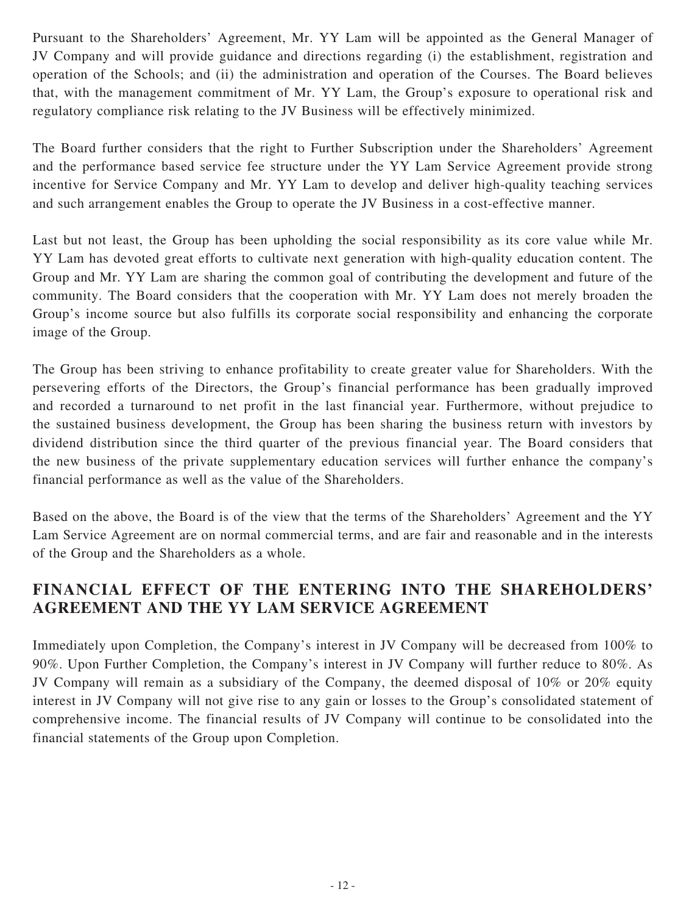Pursuant to the Shareholders' Agreement, Mr. YY Lam will be appointed as the General Manager of JV Company and will provide guidance and directions regarding (i) the establishment, registration and operation of the Schools; and (ii) the administration and operation of the Courses. The Board believes that, with the management commitment of Mr. YY Lam, the Group's exposure to operational risk and regulatory compliance risk relating to the JV Business will be effectively minimized.

The Board further considers that the right to Further Subscription under the Shareholders' Agreement and the performance based service fee structure under the YY Lam Service Agreement provide strong incentive for Service Company and Mr. YY Lam to develop and deliver high-quality teaching services and such arrangement enables the Group to operate the JV Business in a cost-effective manner.

Last but not least, the Group has been upholding the social responsibility as its core value while Mr. YY Lam has devoted great efforts to cultivate next generation with high-quality education content. The Group and Mr. YY Lam are sharing the common goal of contributing the development and future of the community. The Board considers that the cooperation with Mr. YY Lam does not merely broaden the Group's income source but also fulfills its corporate social responsibility and enhancing the corporate image of the Group.

The Group has been striving to enhance profitability to create greater value for Shareholders. With the persevering efforts of the Directors, the Group's financial performance has been gradually improved and recorded a turnaround to net profit in the last financial year. Furthermore, without prejudice to the sustained business development, the Group has been sharing the business return with investors by dividend distribution since the third quarter of the previous financial year. The Board considers that the new business of the private supplementary education services will further enhance the company's financial performance as well as the value of the Shareholders.

Based on the above, the Board is of the view that the terms of the Shareholders' Agreement and the YY Lam Service Agreement are on normal commercial terms, and are fair and reasonable and in the interests of the Group and the Shareholders as a whole.

## FINANCIAL EFFECT OF THE ENTERING INTO THE SHAREHOLDERS' AGREEMENT AND THE YY LAM SERVICE AGREEMENT

Immediately upon Completion, the Company's interest in JV Company will be decreased from 100% to 90%. Upon Further Completion, the Company's interest in JV Company will further reduce to 80%. As JV Company will remain as a subsidiary of the Company, the deemed disposal of 10% or 20% equity interest in JV Company will not give rise to any gain or losses to the Group's consolidated statement of comprehensive income. The financial results of JV Company will continue to be consolidated into the financial statements of the Group upon Completion.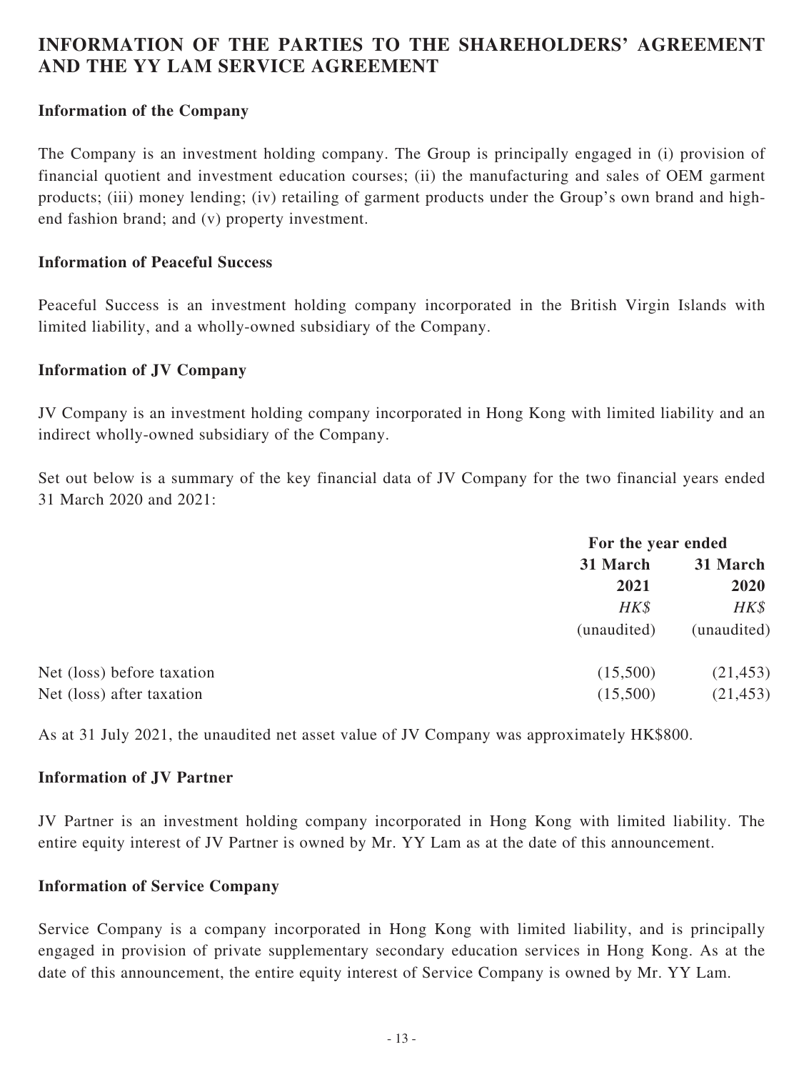## INFORMATION OF THE PARTIES TO THE SHAREHOLDERS' AGREEMENT AND THE YY LAM SERVICE AGREEMENT

### Information of the Company

The Company is an investment holding company. The Group is principally engaged in (i) provision of financial quotient and investment education courses; (ii) the manufacturing and sales of OEM garment products; (iii) money lending; (iv) retailing of garment products under the Group's own brand and high-end fashion brand; and (v) property investment.

### Information of Peaceful Success

Peaceful Success is an investment holding company incorporated in the British Virgin Islands with limited liability, and a wholly-owned subsidiary of the Company.

### Information of JV Company

JV Company is an investment holding company incorporated in Hong Kong with limited liability and an indirect wholly-owned subsidiary of the Company.

Set out below is a summary of the key financial data of JV Company for the two financial years ended 31 March 2020 and 2021:

| | For the year ended | |
|---|---|---|
| | 31 March 2021 | 31 March 2020 |
| | *HK$* | *HK$* |
| | (unaudited) | (unaudited) |
| Net (loss) before taxation | (15,500) | (21,453) |
| Net (loss) after taxation | (15,500) | (21,453) |

As at 31 July 2021, the unaudited net asset value of JV Company was approximately HK$800.

### Information of JV Partner

JV Partner is an investment holding company incorporated in Hong Kong with limited liability. The entire equity interest of JV Partner is owned by Mr. YY Lam as at the date of this announcement.

### Information of Service Company

Service Company is a company incorporated in Hong Kong with limited liability, and is principally engaged in provision of private supplementary secondary education services in Hong Kong. As at the date of this announcement, the entire equity interest of Service Company is owned by Mr. YY Lam.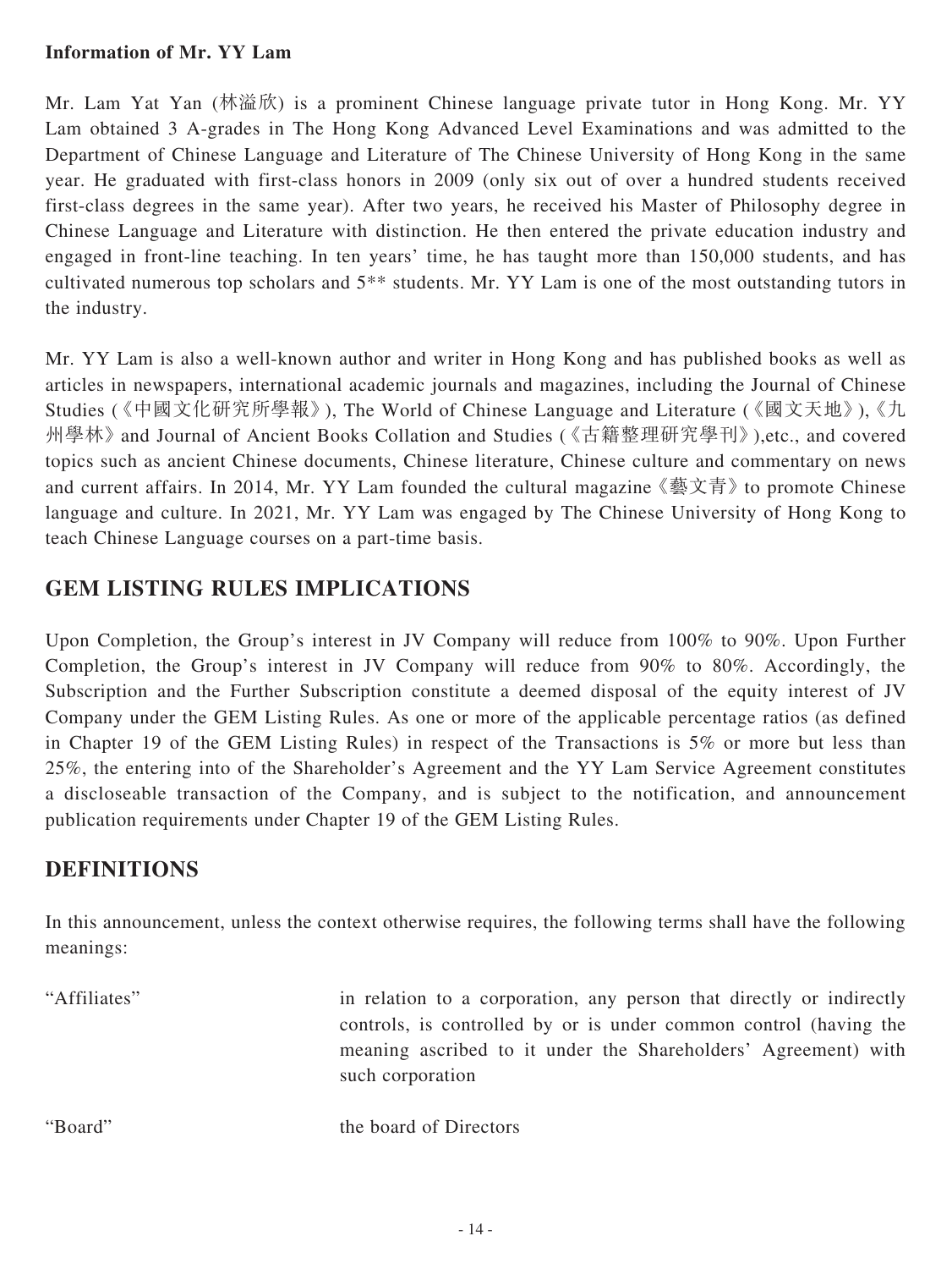**Information of Mr. YY Lam**

Mr. Lam Yat Yan (林溢欣) is a prominent Chinese language private tutor in Hong Kong. Mr. YY Lam obtained 3 A-grades in The Hong Kong Advanced Level Examinations and was admitted to the Department of Chinese Language and Literature of The Chinese University of Hong Kong in the same year. He graduated with first-class honors in 2009 (only six out of over a hundred students received first-class degrees in the same year). After two years, he received his Master of Philosophy degree in Chinese Language and Literature with distinction. He then entered the private education industry and engaged in front-line teaching. In ten years' time, he has taught more than 150,000 students, and has cultivated numerous top scholars and 5** students. Mr. YY Lam is one of the most outstanding tutors in the industry.

Mr. YY Lam is also a well-known author and writer in Hong Kong and has published books as well as articles in newspapers, international academic journals and magazines, including the Journal of Chinese Studies (《中國文化研究所學報》), The World of Chinese Language and Literature (《國文天地》),《九州學林》and Journal of Ancient Books Collation and Studies (《古籍整理研究學刊》),etc., and covered topics such as ancient Chinese documents, Chinese literature, Chinese culture and commentary on news and current affairs. In 2014, Mr. YY Lam founded the cultural magazine《藝文青》to promote Chinese language and culture. In 2021, Mr. YY Lam was engaged by The Chinese University of Hong Kong to teach Chinese Language courses on a part-time basis.

## GEM LISTING RULES IMPLICATIONS

Upon Completion, the Group's interest in JV Company will reduce from 100% to 90%. Upon Further Completion, the Group's interest in JV Company will reduce from 90% to 80%. Accordingly, the Subscription and the Further Subscription constitute a deemed disposal of the equity interest of JV Company under the GEM Listing Rules. As one or more of the applicable percentage ratios (as defined in Chapter 19 of the GEM Listing Rules) in respect of the Transactions is 5% or more but less than 25%, the entering into of the Shareholder's Agreement and the YY Lam Service Agreement constitutes a discloseable transaction of the Company, and is subject to the notification, and announcement publication requirements under Chapter 19 of the GEM Listing Rules.

## DEFINITIONS

In this announcement, unless the context otherwise requires, the following terms shall have the following meanings:

| | |
|---|---|
| "Affiliates" | in relation to a corporation, any person that directly or indirectly controls, is controlled by or is under common control (having the meaning ascribed to it under the Shareholders' Agreement) with such corporation |
| "Board" | the board of Directors |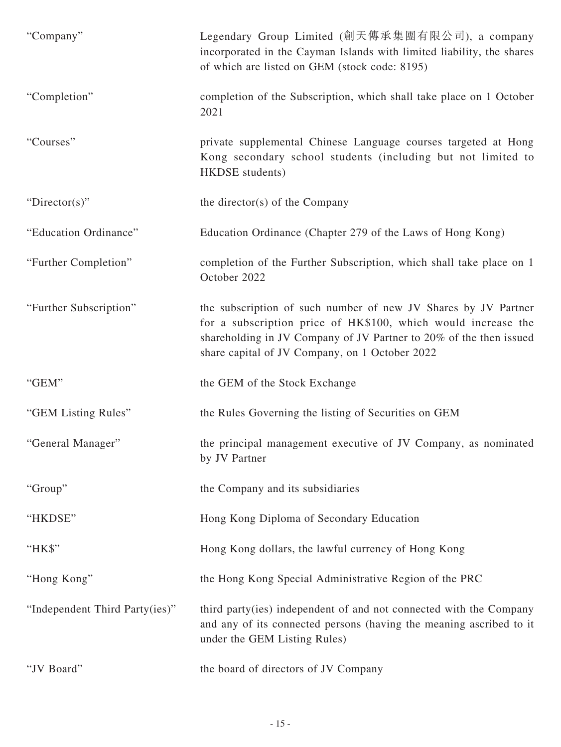| | |
|---|---|
| "Company" | Legendary Group Limited (創天傳承集團有限公司), a company incorporated in the Cayman Islands with limited liability, the shares of which are listed on GEM (stock code: 8195) |
| "Completion" | completion of the Subscription, which shall take place on 1 October 2021 |
| "Courses" | private supplemental Chinese Language courses targeted at Hong Kong secondary school students (including but not limited to HKDSE students) |
| "Director(s)" | the director(s) of the Company |
| "Education Ordinance" | Education Ordinance (Chapter 279 of the Laws of Hong Kong) |
| "Further Completion" | completion of the Further Subscription, which shall take place on 1 October 2022 |
| "Further Subscription" | the subscription of such number of new JV Shares by JV Partner for a subscription price of HK$100, which would increase the shareholding in JV Company of JV Partner to 20% of the then issued share capital of JV Company, on 1 October 2022 |
| "GEM" | the GEM of the Stock Exchange |
| "GEM Listing Rules" | the Rules Governing the listing of Securities on GEM |
| "General Manager" | the principal management executive of JV Company, as nominated by JV Partner |
| "Group" | the Company and its subsidiaries |
| "HKDSE" | Hong Kong Diploma of Secondary Education |
| "HK$" | Hong Kong dollars, the lawful currency of Hong Kong |
| "Hong Kong" | the Hong Kong Special Administrative Region of the PRC |
| "Independent Third Party(ies)" | third party(ies) independent of and not connected with the Company and any of its connected persons (having the meaning ascribed to it under the GEM Listing Rules) |
| "JV Board" | the board of directors of JV Company |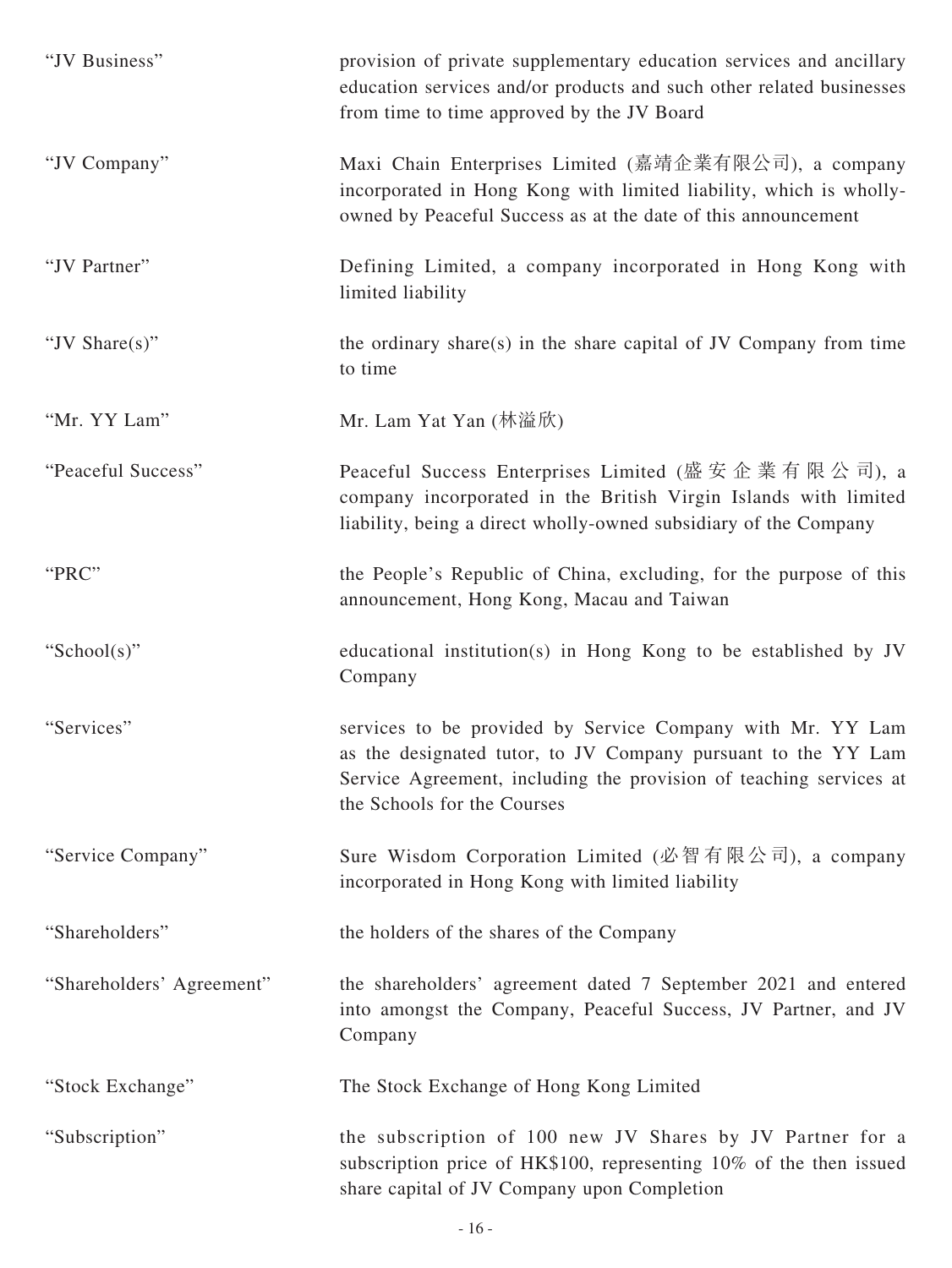| | |
|---|---|
| "JV Business" | provision of private supplementary education services and ancillary education services and/or products and such other related businesses from time to time approved by the JV Board |
| "JV Company" | Maxi Chain Enterprises Limited (嘉靖企業有限公司), a company incorporated in Hong Kong with limited liability, which is wholly-owned by Peaceful Success as at the date of this announcement |
| "JV Partner" | Defining Limited, a company incorporated in Hong Kong with limited liability |
| "JV Share(s)" | the ordinary share(s) in the share capital of JV Company from time to time |
| "Mr. YY Lam" | Mr. Lam Yat Yan (林溢欣) |
| "Peaceful Success" | Peaceful Success Enterprises Limited (盛安企業有限公司), a company incorporated in the British Virgin Islands with limited liability, being a direct wholly-owned subsidiary of the Company |
| "PRC" | the People's Republic of China, excluding, for the purpose of this announcement, Hong Kong, Macau and Taiwan |
| "School(s)" | educational institution(s) in Hong Kong to be established by JV Company |
| "Services" | services to be provided by Service Company with Mr. YY Lam as the designated tutor, to JV Company pursuant to the YY Lam Service Agreement, including the provision of teaching services at the Schools for the Courses |
| "Service Company" | Sure Wisdom Corporation Limited (必智有限公司), a company incorporated in Hong Kong with limited liability |
| "Shareholders" | the holders of the shares of the Company |
| "Shareholders' Agreement" | the shareholders' agreement dated 7 September 2021 and entered into amongst the Company, Peaceful Success, JV Partner, and JV Company |
| "Stock Exchange" | The Stock Exchange of Hong Kong Limited |
| "Subscription" | the subscription of 100 new JV Shares by JV Partner for a subscription price of HK$100, representing 10% of the then issued share capital of JV Company upon Completion |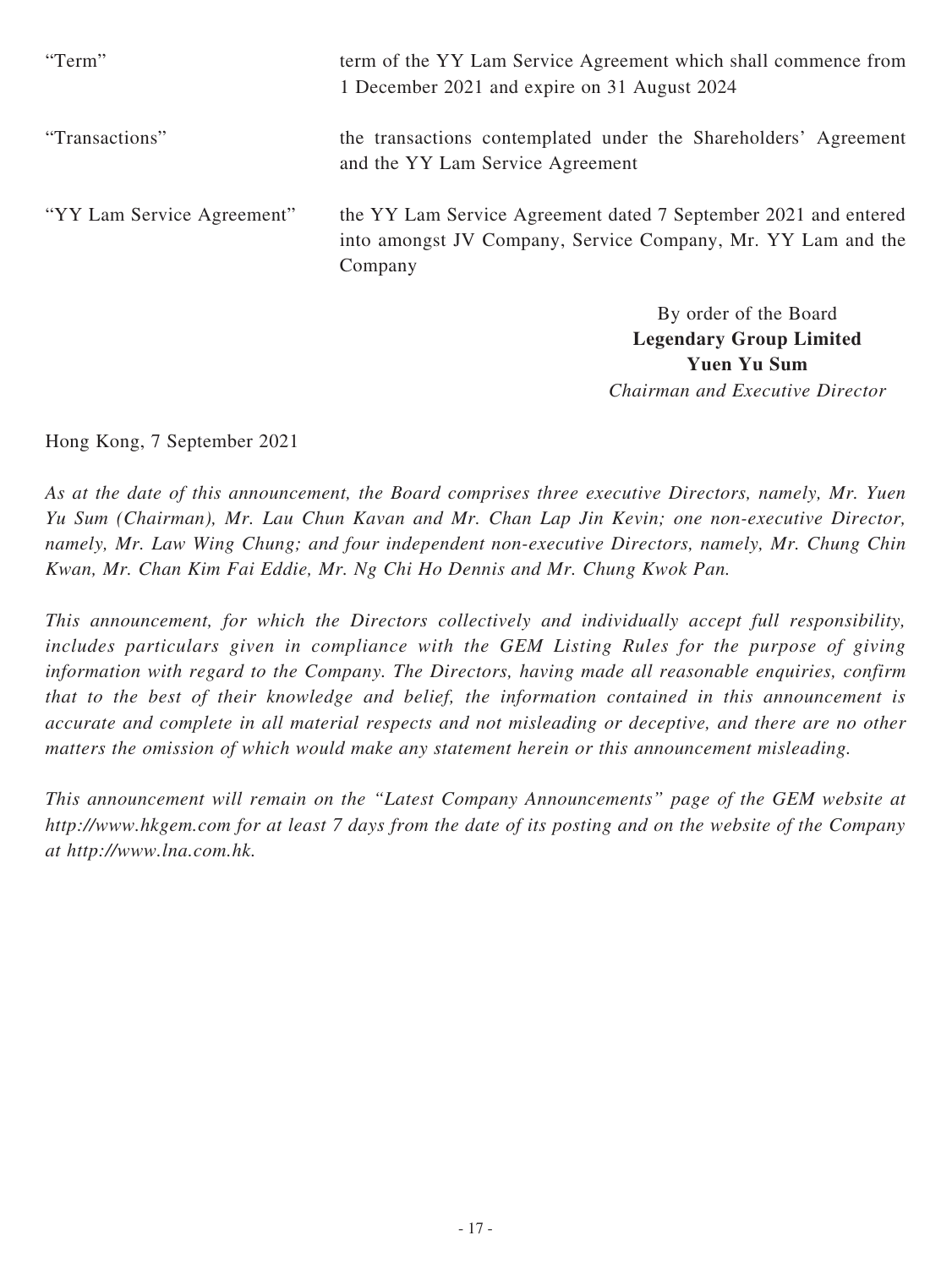| | |
|---|---|
| "Term" | term of the YY Lam Service Agreement which shall commence from 1 December 2021 and expire on 31 August 2024 |
| "Transactions" | the transactions contemplated under the Shareholders' Agreement and the YY Lam Service Agreement |
| "YY Lam Service Agreement" | the YY Lam Service Agreement dated 7 September 2021 and entered into amongst JV Company, Service Company, Mr. YY Lam and the Company |

By order of the Board
**Legendary Group Limited**
**Yuen Yu Sum**
*Chairman and Executive Director*

Hong Kong, 7 September 2021

*As at the date of this announcement, the Board comprises three executive Directors, namely, Mr. Yuen Yu Sum (Chairman), Mr. Lau Chun Kavan and Mr. Chan Lap Jin Kevin; one non-executive Director, namely, Mr. Law Wing Chung; and four independent non-executive Directors, namely, Mr. Chung Chin Kwan, Mr. Chan Kim Fai Eddie, Mr. Ng Chi Ho Dennis and Mr. Chung Kwok Pan.*

*This announcement, for which the Directors collectively and individually accept full responsibility, includes particulars given in compliance with the GEM Listing Rules for the purpose of giving information with regard to the Company. The Directors, having made all reasonable enquiries, confirm that to the best of their knowledge and belief, the information contained in this announcement is accurate and complete in all material respects and not misleading or deceptive, and there are no other matters the omission of which would make any statement herein or this announcement misleading.*

*This announcement will remain on the "Latest Company Announcements" page of the GEM website at http://www.hkgem.com for at least 7 days from the date of its posting and on the website of the Company at http://www.lna.com.hk.*